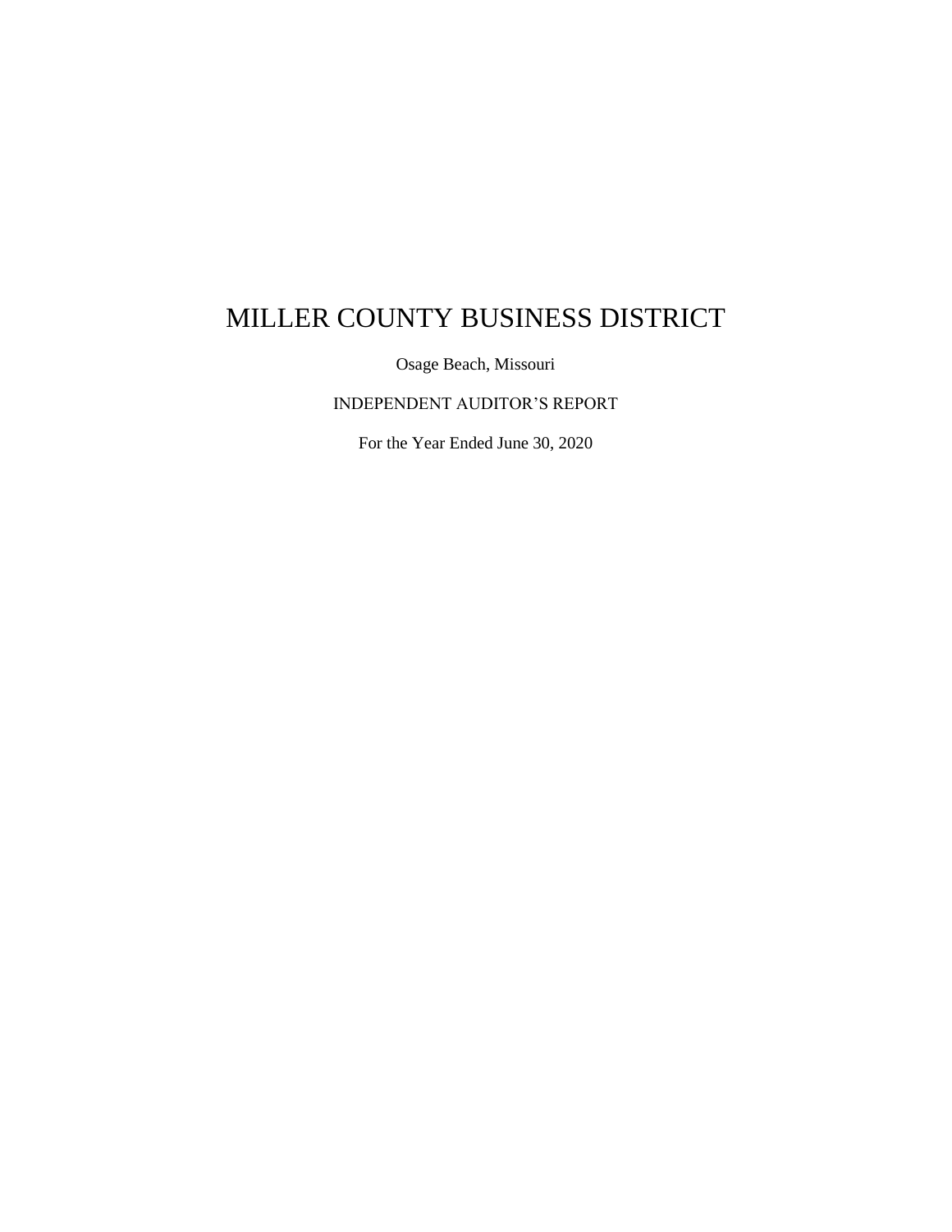# MILLER COUNTY BUSINESS DISTRICT

Osage Beach, Missouri

INDEPENDENT AUDITOR'S REPORT

For the Year Ended June 30, 2020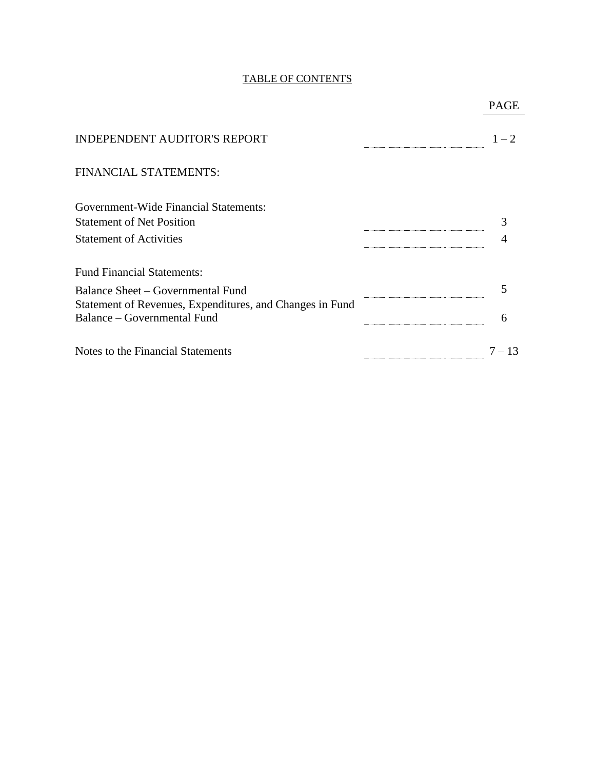# TABLE OF CONTENTS

| | PAGE |
|---|---|
| INDEPENDENT AUDITOR'S REPORT | 1 – 2 |
| FINANCIAL STATEMENTS: | |
| Government-Wide Financial Statements: | |
| Statement of Net Position | 3 |
| Statement of Activities | 4 |
| Fund Financial Statements: | |
| Balance Sheet – Governmental Fund | 5 |
| Statement of Revenues, Expenditures, and Changes in Fund Balance – Governmental Fund | 6 |
| Notes to the Financial Statements | 7 – 13 |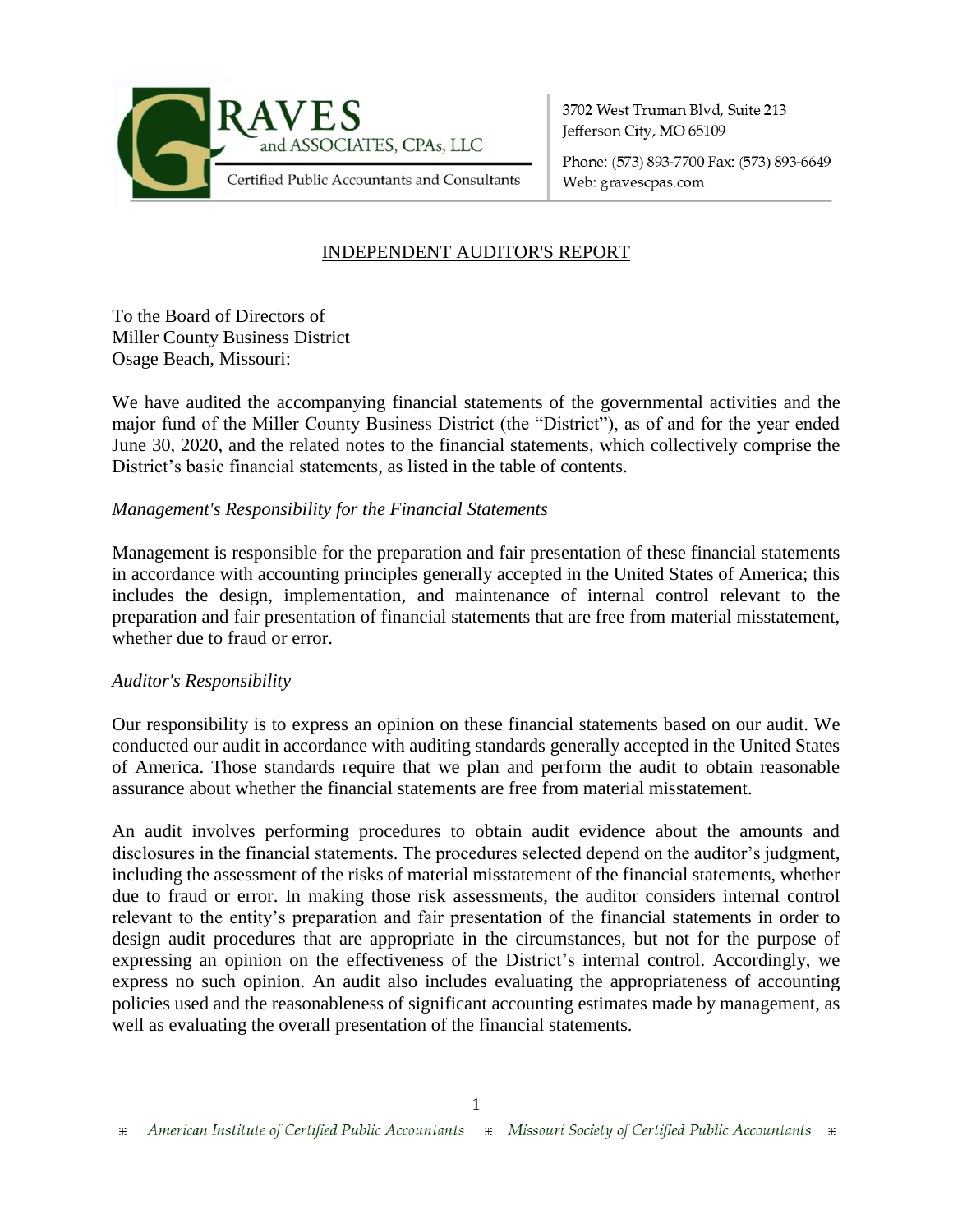GRAVES and ASSOCIATES, CPAs, LLC

Certified Public Accountants and Consultants

3702 West Truman Blvd, Suite 213
Jefferson City, MO 65109

Phone: (573) 893-7700 Fax: (573) 893-6649
Web: gravescpas.com

# INDEPENDENT AUDITOR'S REPORT

To the Board of Directors of
Miller County Business District
Osage Beach, Missouri:

We have audited the accompanying financial statements of the governmental activities and the major fund of the Miller County Business District (the "District"), as of and for the year ended June 30, 2020, and the related notes to the financial statements, which collectively comprise the District's basic financial statements, as listed in the table of contents.

*Management's Responsibility for the Financial Statements*

Management is responsible for the preparation and fair presentation of these financial statements in accordance with accounting principles generally accepted in the United States of America; this includes the design, implementation, and maintenance of internal control relevant to the preparation and fair presentation of financial statements that are free from material misstatement, whether due to fraud or error.

*Auditor's Responsibility*

Our responsibility is to express an opinion on these financial statements based on our audit. We conducted our audit in accordance with auditing standards generally accepted in the United States of America. Those standards require that we plan and perform the audit to obtain reasonable assurance about whether the financial statements are free from material misstatement.

An audit involves performing procedures to obtain audit evidence about the amounts and disclosures in the financial statements. The procedures selected depend on the auditor's judgment, including the assessment of the risks of material misstatement of the financial statements, whether due to fraud or error. In making those risk assessments, the auditor considers internal control relevant to the entity's preparation and fair presentation of the financial statements in order to design audit procedures that are appropriate in the circumstances, but not for the purpose of expressing an opinion on the effectiveness of the District's internal control. Accordingly, we express no such opinion. An audit also includes evaluating the appropriateness of accounting policies used and the reasonableness of significant accounting estimates made by management, as well as evaluating the overall presentation of the financial statements.

American Institute of Certified Public Accountants ⁜ Missouri Society of Certified Public Accountants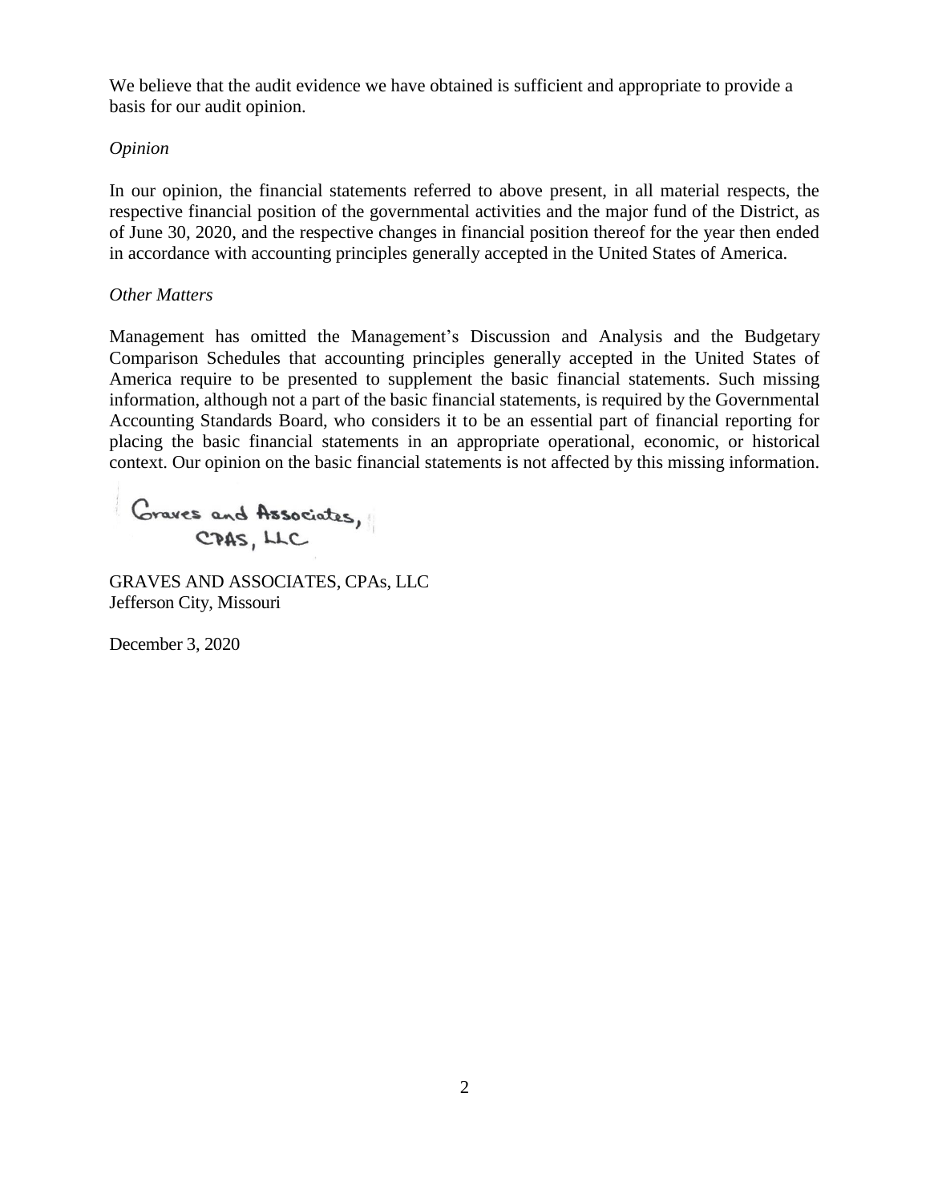We believe that the audit evidence we have obtained is sufficient and appropriate to provide a basis for our audit opinion.

*Opinion*

In our opinion, the financial statements referred to above present, in all material respects, the respective financial position of the governmental activities and the major fund of the District, as of June 30, 2020, and the respective changes in financial position thereof for the year then ended in accordance with accounting principles generally accepted in the United States of America.

*Other Matters*

Management has omitted the Management's Discussion and Analysis and the Budgetary Comparison Schedules that accounting principles generally accepted in the United States of America require to be presented to supplement the basic financial statements. Such missing information, although not a part of the basic financial statements, is required by the Governmental Accounting Standards Board, who considers it to be an essential part of financial reporting for placing the basic financial statements in an appropriate operational, economic, or historical context. Our opinion on the basic financial statements is not affected by this missing information.

Graves and Associates, CPAS, LLC

GRAVES AND ASSOCIATES, CPAs, LLC
Jefferson City, Missouri

December 3, 2020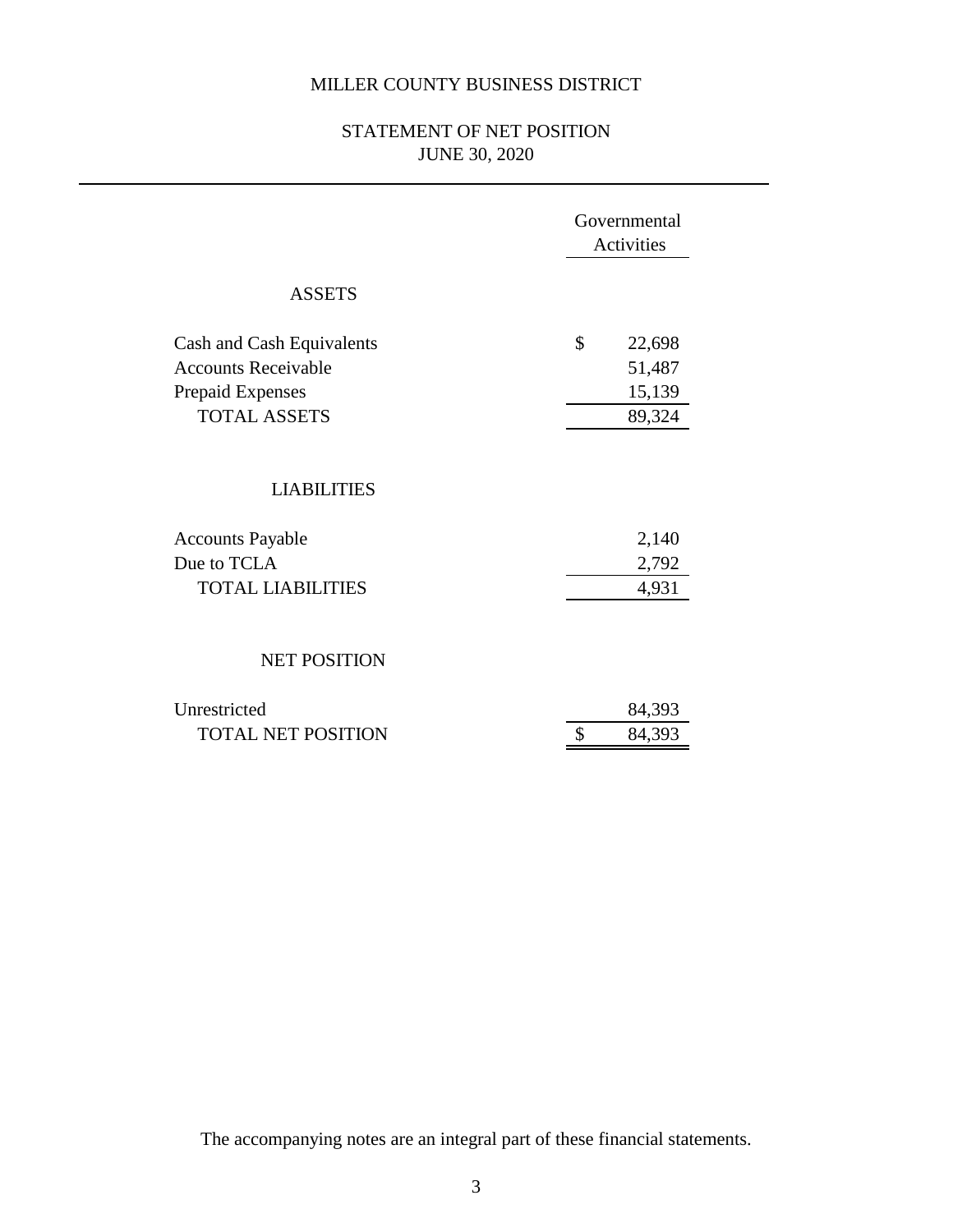# MILLER COUNTY BUSINESS DISTRICT

## STATEMENT OF NET POSITION
## JUNE 30, 2020

| | Governmental Activities |
|---|---|
| **ASSETS** | |
| Cash and Cash Equivalents | $ 22,698 |
| Accounts Receivable | 51,487 |
| Prepaid Expenses | 15,139 |
| TOTAL ASSETS | 89,324 |
| **LIABILITIES** | |
| Accounts Payable | 2,140 |
| Due to TCLA | 2,792 |
| TOTAL LIABILITIES | 4,931 |
| **NET POSITION** | |
| Unrestricted | 84,393 |
| TOTAL NET POSITION | $ 84,393 |

The accompanying notes are an integral part of these financial statements.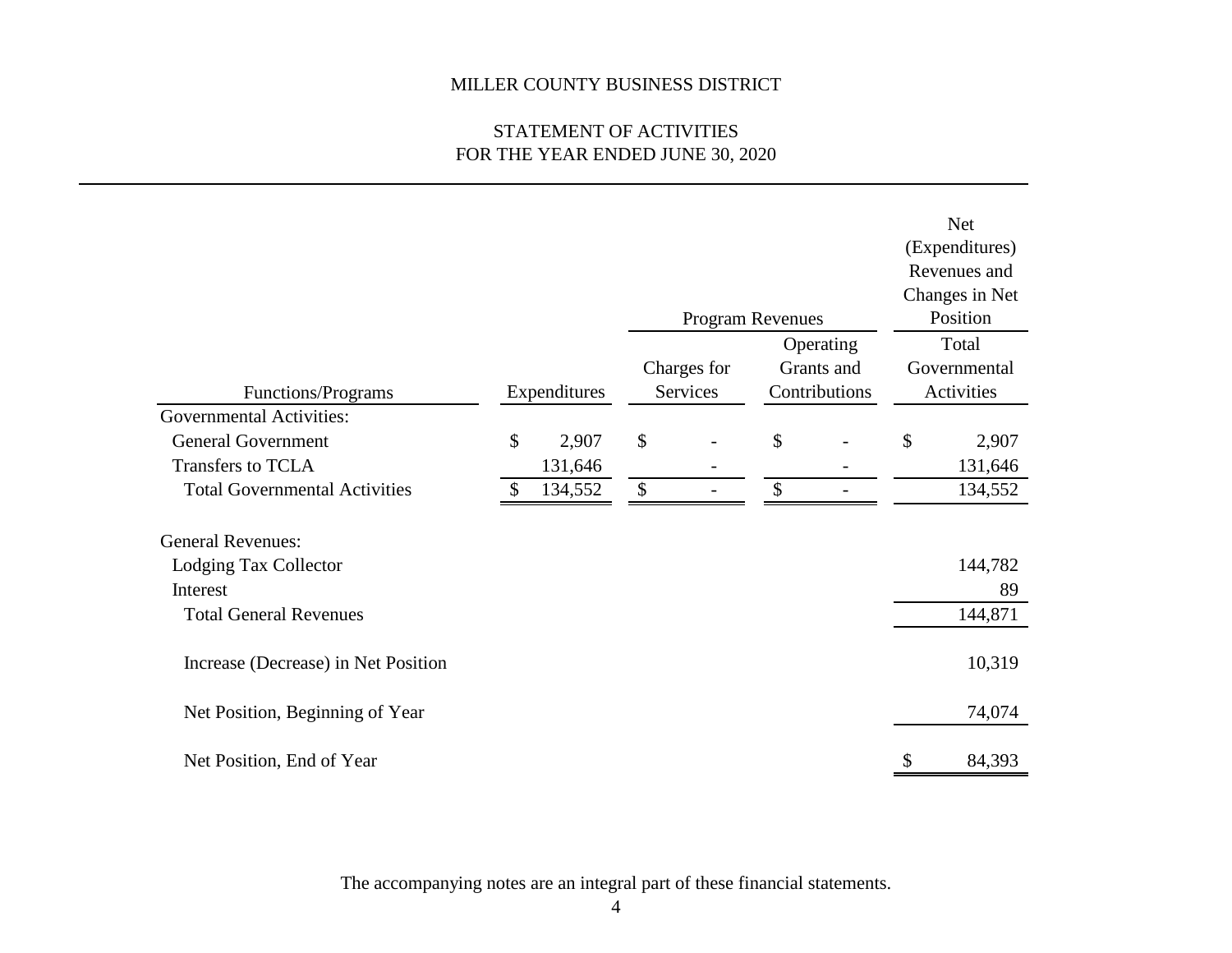# MILLER COUNTY BUSINESS DISTRICT

## STATEMENT OF ACTIVITIES
## FOR THE YEAR ENDED JUNE 30, 2020

| | | Program Revenues | | Net (Expenditures) Revenues and Changes in Net Position |
|---|---|---|---|---|
| Functions/Programs | Expenditures | Charges for Services | Operating Grants and Contributions | Total Governmental Activities |
| Governmental Activities: | | | | |
| General Government | $ 2,907 | $ - | $ - | $ 2,907 |
| Transfers to TCLA | 131,646 | - | - | 131,646 |
| Total Governmental Activities | $ 134,552 | $ - | $ - | 134,552 |
| | | | | |
| General Revenues: | | | | |
| Lodging Tax Collector | | | | 144,782 |
| Interest | | | | 89 |
| Total General Revenues | | | | 144,871 |
| | | | | |
| Increase (Decrease) in Net Position | | | | 10,319 |
| | | | | |
| Net Position, Beginning of Year | | | | 74,074 |
| | | | | |
| Net Position, End of Year | | | | $ 84,393 |

The accompanying notes are an integral part of these financial statements.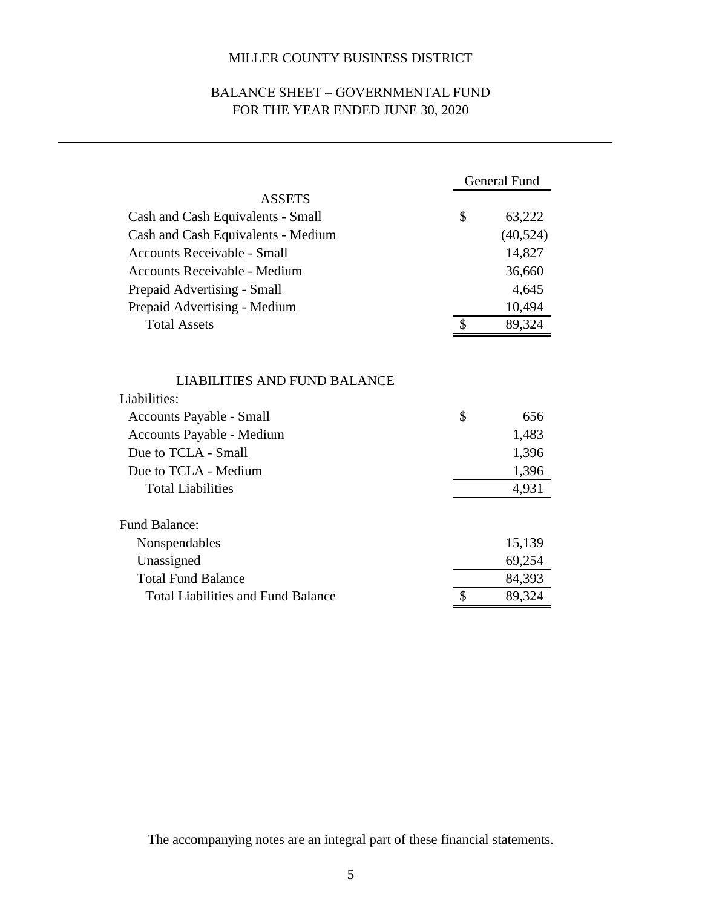# MILLER COUNTY BUSINESS DISTRICT

## BALANCE SHEET – GOVERNMENTAL FUND
## FOR THE YEAR ENDED JUNE 30, 2020

| | General Fund |
|---|---|
| **ASSETS** | |
| Cash and Cash Equivalents - Small | $ 63,222 |
| Cash and Cash Equivalents - Medium | (40,524) |
| Accounts Receivable - Small | 14,827 |
| Accounts Receivable - Medium | 36,660 |
| Prepaid Advertising - Small | 4,645 |
| Prepaid Advertising - Medium | 10,494 |
| Total Assets | $ 89,324 |
| | |
| **LIABILITIES AND FUND BALANCE** | |
| Liabilities: | |
| Accounts Payable - Small | $ 656 |
| Accounts Payable - Medium | 1,483 |
| Due to TCLA - Small | 1,396 |
| Due to TCLA - Medium | 1,396 |
| Total Liabilities | 4,931 |
| | |
| Fund Balance: | |
| Nonspendables | 15,139 |
| Unassigned | 69,254 |
| Total Fund Balance | 84,393 |
| Total Liabilities and Fund Balance | $ 89,324 |

The accompanying notes are an integral part of these financial statements.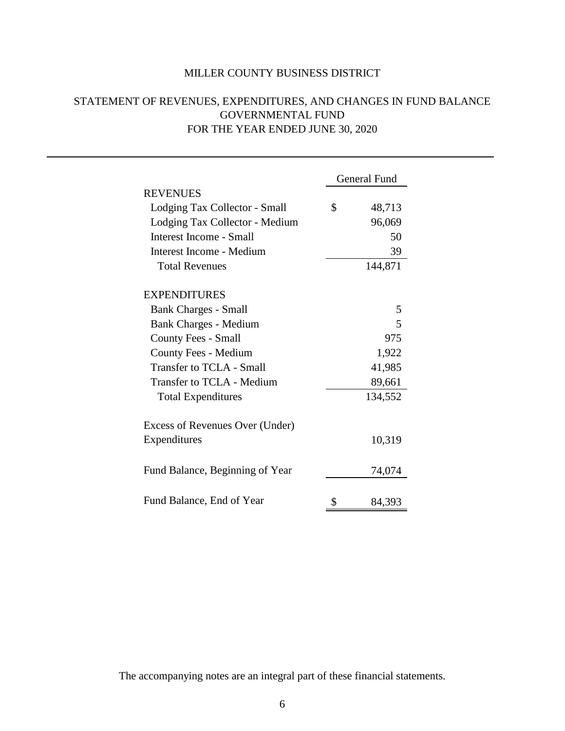# MILLER COUNTY BUSINESS DISTRICT

## STATEMENT OF REVENUES, EXPENDITURES, AND CHANGES IN FUND BALANCE
## GOVERNMENTAL FUND
## FOR THE YEAR ENDED JUNE 30, 2020

| | General Fund |
|---|---|
| **REVENUES** | |
| Lodging Tax Collector - Small | $ 48,713 |
| Lodging Tax Collector - Medium | 96,069 |
| Interest Income - Small | 50 |
| Interest Income - Medium | 39 |
| Total Revenues | 144,871 |
| **EXPENDITURES** | |
| Bank Charges - Small | 5 |
| Bank Charges - Medium | 5 |
| County Fees - Small | 975 |
| County Fees - Medium | 1,922 |
| Transfer to TCLA - Small | 41,985 |
| Transfer to TCLA - Medium | 89,661 |
| Total Expenditures | 134,552 |
| Excess of Revenues Over (Under) Expenditures | 10,319 |
| Fund Balance, Beginning of Year | 74,074 |
| Fund Balance, End of Year | $ 84,393 |

The accompanying notes are an integral part of these financial statements.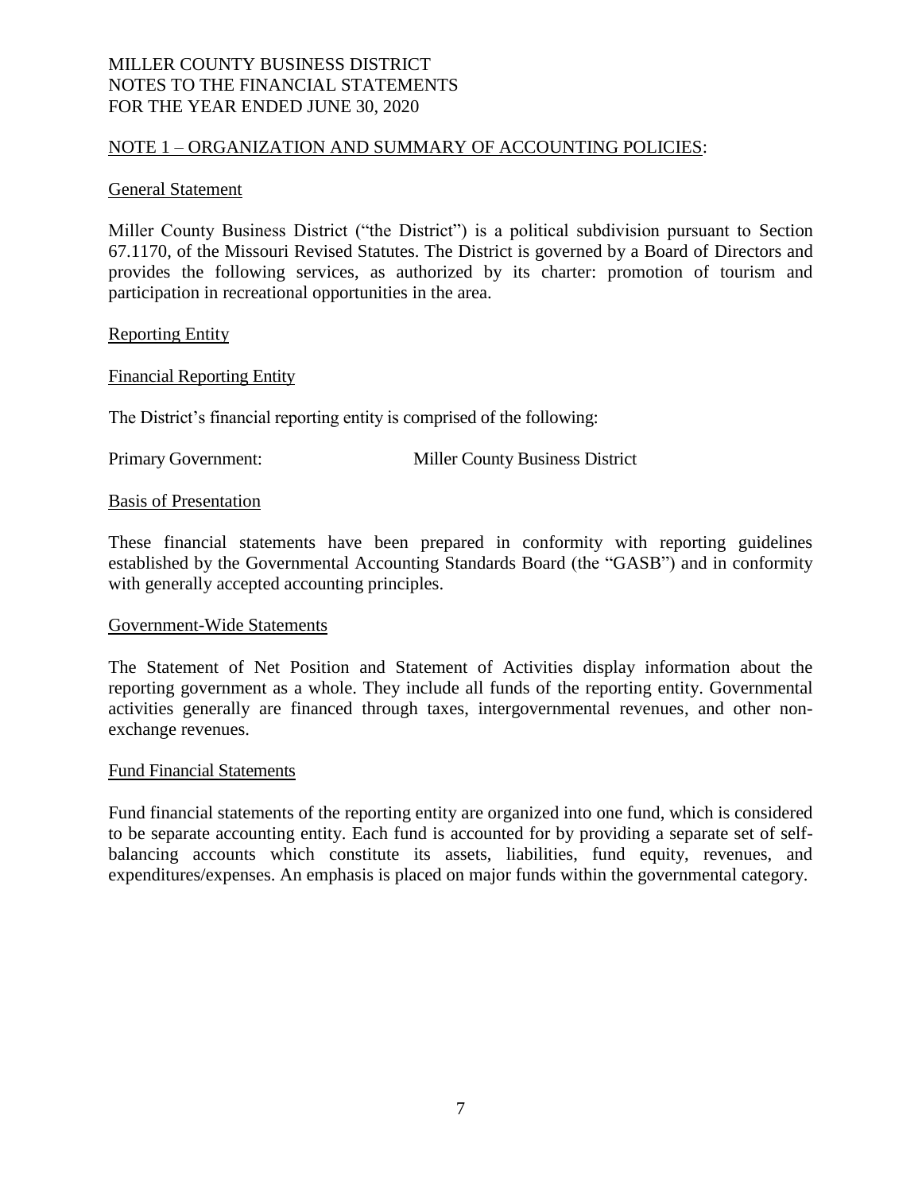MILLER COUNTY BUSINESS DISTRICT
NOTES TO THE FINANCIAL STATEMENTS
FOR THE YEAR ENDED JUNE 30, 2020

## NOTE 1 – ORGANIZATION AND SUMMARY OF ACCOUNTING POLICIES:

### General Statement

Miller County Business District ("the District") is a political subdivision pursuant to Section 67.1170, of the Missouri Revised Statutes. The District is governed by a Board of Directors and provides the following services, as authorized by its charter: promotion of tourism and participation in recreational opportunities in the area.

### Reporting Entity

### Financial Reporting Entity

The District's financial reporting entity is comprised of the following:

| Primary Government: | Miller County Business District |
|---|---|

### Basis of Presentation

These financial statements have been prepared in conformity with reporting guidelines established by the Governmental Accounting Standards Board (the "GASB") and in conformity with generally accepted accounting principles.

### Government-Wide Statements

The Statement of Net Position and Statement of Activities display information about the reporting government as a whole. They include all funds of the reporting entity. Governmental activities generally are financed through taxes, intergovernmental revenues, and other non-exchange revenues.

### Fund Financial Statements

Fund financial statements of the reporting entity are organized into one fund, which is considered to be separate accounting entity. Each fund is accounted for by providing a separate set of self-balancing accounts which constitute its assets, liabilities, fund equity, revenues, and expenditures/expenses. An emphasis is placed on major funds within the governmental category.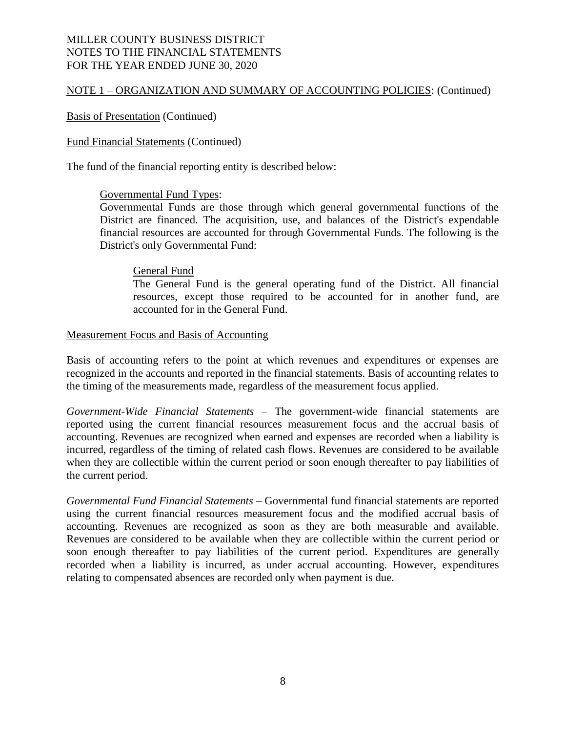MILLER COUNTY BUSINESS DISTRICT
NOTES TO THE FINANCIAL STATEMENTS
FOR THE YEAR ENDED JUNE 30, 2020

NOTE 1 – ORGANIZATION AND SUMMARY OF ACCOUNTING POLICIES: (Continued)

Basis of Presentation (Continued)

Fund Financial Statements (Continued)

The fund of the financial reporting entity is described below:

> Governmental Fund Types:
>
> Governmental Funds are those through which general governmental functions of the District are financed. The acquisition, use, and balances of the District's expendable financial resources are accounted for through Governmental Funds. The following is the District's only Governmental Fund:
>
> > General Fund
> >
> > The General Fund is the general operating fund of the District. All financial resources, except those required to be accounted for in another fund, are accounted for in the General Fund.

Measurement Focus and Basis of Accounting

Basis of accounting refers to the point at which revenues and expenditures or expenses are recognized in the accounts and reported in the financial statements. Basis of accounting relates to the timing of the measurements made, regardless of the measurement focus applied.

*Government-Wide Financial Statements* – The government-wide financial statements are reported using the current financial resources measurement focus and the accrual basis of accounting. Revenues are recognized when earned and expenses are recorded when a liability is incurred, regardless of the timing of related cash flows. Revenues are considered to be available when they are collectible within the current period or soon enough thereafter to pay liabilities of the current period.

*Governmental Fund Financial Statements* – Governmental fund financial statements are reported using the current financial resources measurement focus and the modified accrual basis of accounting. Revenues are recognized as soon as they are both measurable and available. Revenues are considered to be available when they are collectible within the current period or soon enough thereafter to pay liabilities of the current period. Expenditures are generally recorded when a liability is incurred, as under accrual accounting. However, expenditures relating to compensated absences are recorded only when payment is due.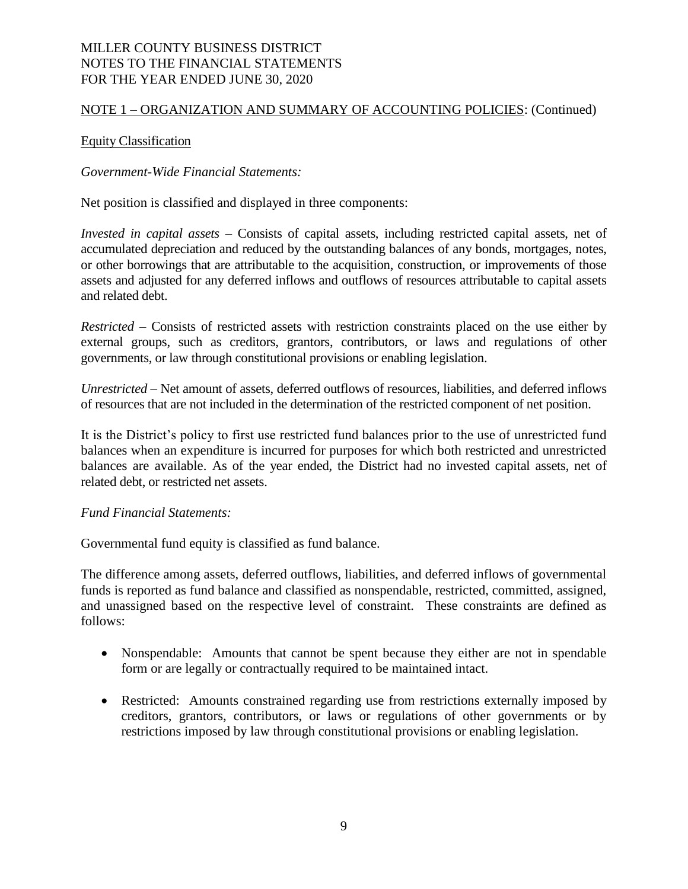## NOTE 1 – ORGANIZATION AND SUMMARY OF ACCOUNTING POLICIES: (Continued)

### Equity Classification

*Government-Wide Financial Statements:*

Net position is classified and displayed in three components:

*Invested in capital assets* – Consists of capital assets, including restricted capital assets, net of accumulated depreciation and reduced by the outstanding balances of any bonds, mortgages, notes, or other borrowings that are attributable to the acquisition, construction, or improvements of those assets and adjusted for any deferred inflows and outflows of resources attributable to capital assets and related debt.

*Restricted* – Consists of restricted assets with restriction constraints placed on the use either by external groups, such as creditors, grantors, contributors, or laws and regulations of other governments, or law through constitutional provisions or enabling legislation.

*Unrestricted* – Net amount of assets, deferred outflows of resources, liabilities, and deferred inflows of resources that are not included in the determination of the restricted component of net position.

It is the District's policy to first use restricted fund balances prior to the use of unrestricted fund balances when an expenditure is incurred for purposes for which both restricted and unrestricted balances are available. As of the year ended, the District had no invested capital assets, net of related debt, or restricted net assets.

*Fund Financial Statements:*

Governmental fund equity is classified as fund balance.

The difference among assets, deferred outflows, liabilities, and deferred inflows of governmental funds is reported as fund balance and classified as nonspendable, restricted, committed, assigned, and unassigned based on the respective level of constraint. These constraints are defined as follows:

- Nonspendable: Amounts that cannot be spent because they either are not in spendable form or are legally or contractually required to be maintained intact.

- Restricted: Amounts constrained regarding use from restrictions externally imposed by creditors, grantors, contributors, or laws or regulations of other governments or by restrictions imposed by law through constitutional provisions or enabling legislation.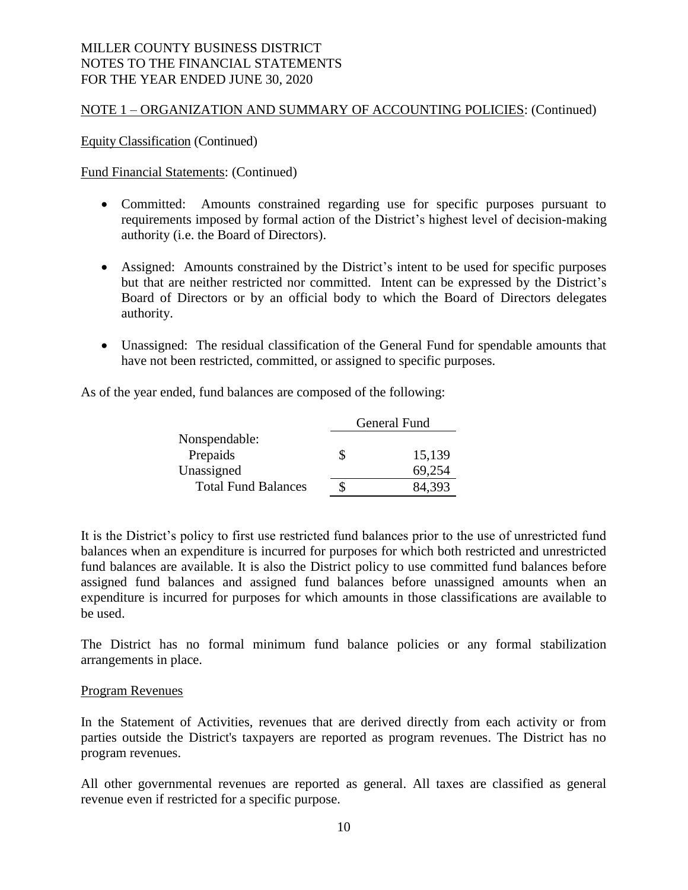## NOTE 1 – ORGANIZATION AND SUMMARY OF ACCOUNTING POLICIES: (Continued)

Equity Classification (Continued)

Fund Financial Statements: (Continued)

- Committed: Amounts constrained regarding use for specific purposes pursuant to requirements imposed by formal action of the District's highest level of decision-making authority (i.e. the Board of Directors).
- Assigned: Amounts constrained by the District's intent to be used for specific purposes but that are neither restricted nor committed. Intent can be expressed by the District's Board of Directors or by an official body to which the Board of Directors delegates authority.
- Unassigned: The residual classification of the General Fund for spendable amounts that have not been restricted, committed, or assigned to specific purposes.

As of the year ended, fund balances are composed of the following:

| | General Fund |
|---|---|
| Nonspendable: | |
| Prepaids | $ 15,139 |
| Unassigned | 69,254 |
| Total Fund Balances | $ 84,393 |

It is the District's policy to first use restricted fund balances prior to the use of unrestricted fund balances when an expenditure is incurred for purposes for which both restricted and unrestricted fund balances are available. It is also the District policy to use committed fund balances before assigned fund balances and assigned fund balances before unassigned amounts when an expenditure is incurred for purposes for which amounts in those classifications are available to be used.

The District has no formal minimum fund balance policies or any formal stabilization arrangements in place.

Program Revenues

In the Statement of Activities, revenues that are derived directly from each activity or from parties outside the District's taxpayers are reported as program revenues. The District has no program revenues.

All other governmental revenues are reported as general. All taxes are classified as general revenue even if restricted for a specific purpose.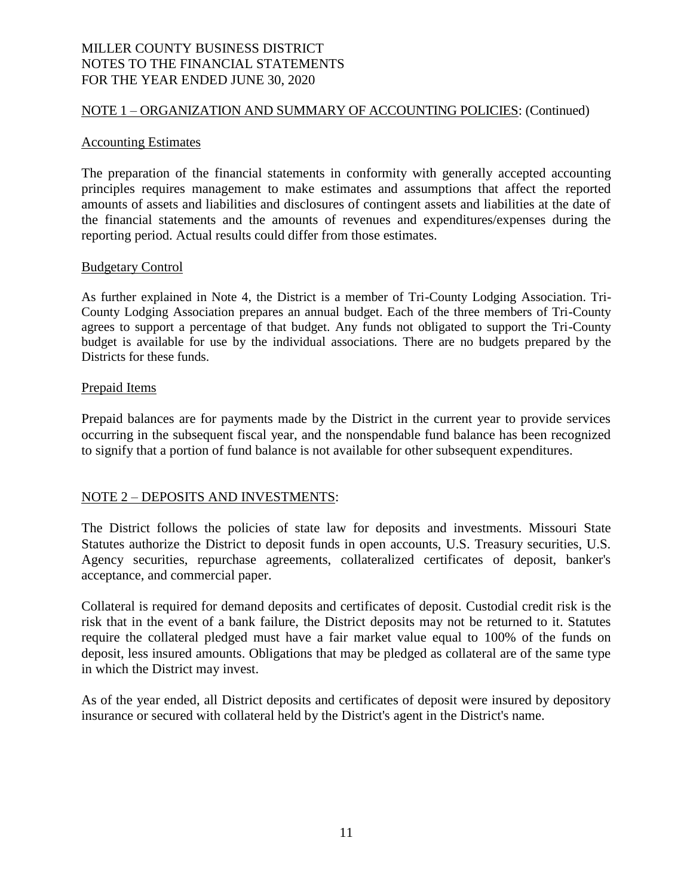## NOTE 1 – ORGANIZATION AND SUMMARY OF ACCOUNTING POLICIES: (Continued)

### Accounting Estimates

The preparation of the financial statements in conformity with generally accepted accounting principles requires management to make estimates and assumptions that affect the reported amounts of assets and liabilities and disclosures of contingent assets and liabilities at the date of the financial statements and the amounts of revenues and expenditures/expenses during the reporting period. Actual results could differ from those estimates.

### Budgetary Control

As further explained in Note 4, the District is a member of Tri-County Lodging Association. Tri-County Lodging Association prepares an annual budget. Each of the three members of Tri-County agrees to support a percentage of that budget. Any funds not obligated to support the Tri-County budget is available for use by the individual associations. There are no budgets prepared by the Districts for these funds.

### Prepaid Items

Prepaid balances are for payments made by the District in the current year to provide services occurring in the subsequent fiscal year, and the nonspendable fund balance has been recognized to signify that a portion of fund balance is not available for other subsequent expenditures.

## NOTE 2 – DEPOSITS AND INVESTMENTS:

The District follows the policies of state law for deposits and investments. Missouri State Statutes authorize the District to deposit funds in open accounts, U.S. Treasury securities, U.S. Agency securities, repurchase agreements, collateralized certificates of deposit, banker's acceptance, and commercial paper.

Collateral is required for demand deposits and certificates of deposit. Custodial credit risk is the risk that in the event of a bank failure, the District deposits may not be returned to it. Statutes require the collateral pledged must have a fair market value equal to 100% of the funds on deposit, less insured amounts. Obligations that may be pledged as collateral are of the same type in which the District may invest.

As of the year ended, all District deposits and certificates of deposit were insured by depository insurance or secured with collateral held by the District's agent in the District's name.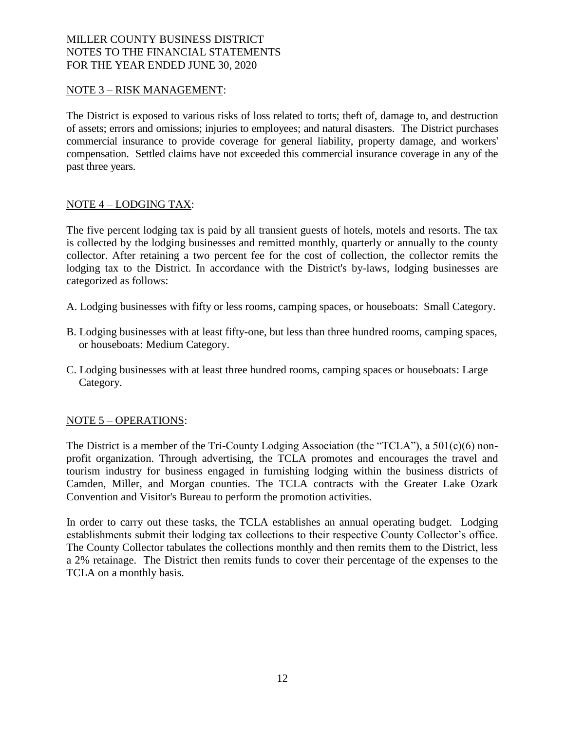MILLER COUNTY BUSINESS DISTRICT
NOTES TO THE FINANCIAL STATEMENTS
FOR THE YEAR ENDED JUNE 30, 2020

## NOTE 3 – RISK MANAGEMENT:

The District is exposed to various risks of loss related to torts; theft of, damage to, and destruction of assets; errors and omissions; injuries to employees; and natural disasters. The District purchases commercial insurance to provide coverage for general liability, property damage, and workers' compensation. Settled claims have not exceeded this commercial insurance coverage in any of the past three years.

## NOTE 4 – LODGING TAX:

The five percent lodging tax is paid by all transient guests of hotels, motels and resorts. The tax is collected by the lodging businesses and remitted monthly, quarterly or annually to the county collector. After retaining a two percent fee for the cost of collection, the collector remits the lodging tax to the District. In accordance with the District's by-laws, lodging businesses are categorized as follows:

A. Lodging businesses with fifty or less rooms, camping spaces, or houseboats: Small Category.

B. Lodging businesses with at least fifty-one, but less than three hundred rooms, camping spaces, or houseboats: Medium Category.

C. Lodging businesses with at least three hundred rooms, camping spaces or houseboats: Large Category.

## NOTE 5 – OPERATIONS:

The District is a member of the Tri-County Lodging Association (the "TCLA"), a 501(c)(6) non-profit organization. Through advertising, the TCLA promotes and encourages the travel and tourism industry for business engaged in furnishing lodging within the business districts of Camden, Miller, and Morgan counties. The TCLA contracts with the Greater Lake Ozark Convention and Visitor's Bureau to perform the promotion activities.

In order to carry out these tasks, the TCLA establishes an annual operating budget. Lodging establishments submit their lodging tax collections to their respective County Collector's office. The County Collector tabulates the collections monthly and then remits them to the District, less a 2% retainage. The District then remits funds to cover their percentage of the expenses to the TCLA on a monthly basis.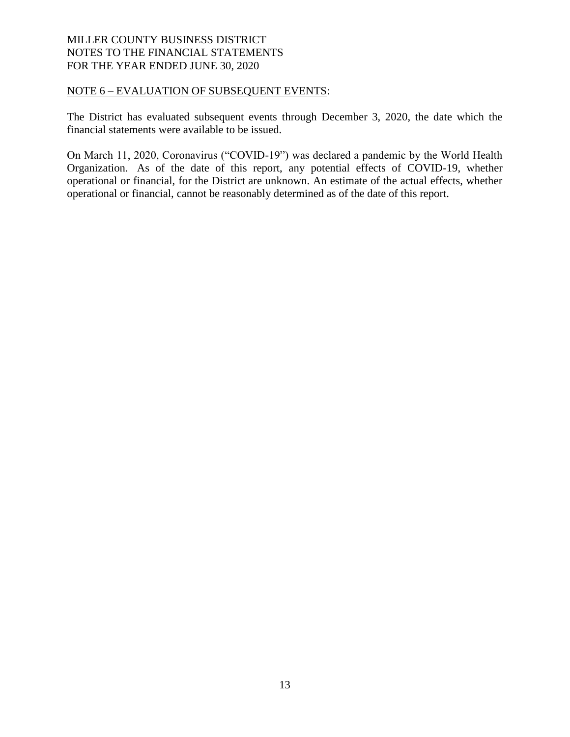MILLER COUNTY BUSINESS DISTRICT
NOTES TO THE FINANCIAL STATEMENTS
FOR THE YEAR ENDED JUNE 30, 2020

## NOTE 6 – EVALUATION OF SUBSEQUENT EVENTS:

The District has evaluated subsequent events through December 3, 2020, the date which the financial statements were available to be issued.

On March 11, 2020, Coronavirus ("COVID-19") was declared a pandemic by the World Health Organization. As of the date of this report, any potential effects of COVID-19, whether operational or financial, for the District are unknown. An estimate of the actual effects, whether operational or financial, cannot be reasonably determined as of the date of this report.